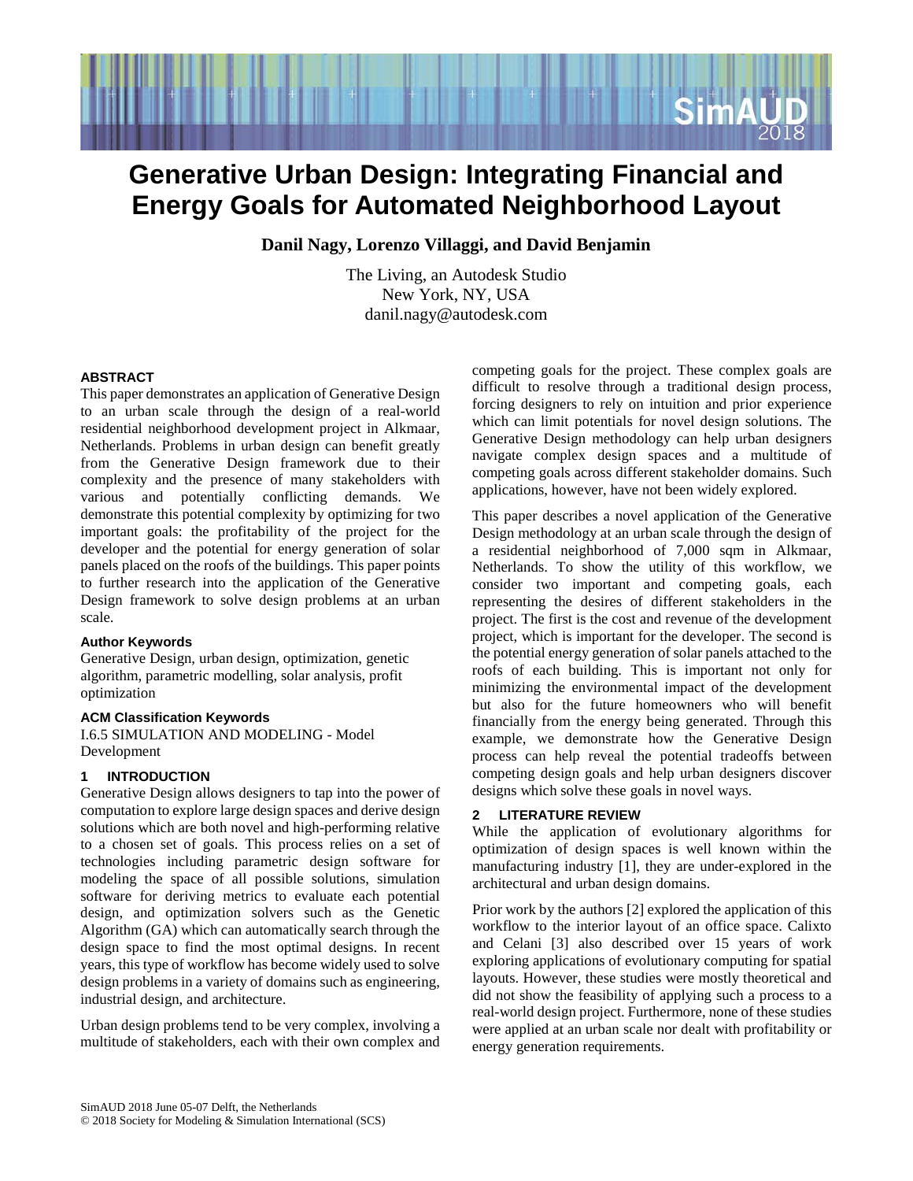# Generative Urban Design: Integrating Financial and Energy Goals for Automated Neighborhood Layout

**Danil Nagy, Lorenzo Villaggi, and David Benjamin**

The Living, an Autodesk Studio
New York, NY, USA
danil.nagy@autodesk.com

### ABSTRACT

This paper demonstrates an application of Generative Design to an urban scale through the design of a real-world residential neighborhood development project in Alkmaar, Netherlands. Problems in urban design can benefit greatly from the Generative Design framework due to their complexity and the presence of many stakeholders with various and potentially conflicting demands. We demonstrate this potential complexity by optimizing for two important goals: the profitability of the project for the developer and the potential for energy generation of solar panels placed on the roofs of the buildings. This paper points to further research into the application of the Generative Design framework to solve design problems at an urban scale.

### Author Keywords

Generative Design, urban design, optimization, genetic algorithm, parametric modelling, solar analysis, profit optimization

### ACM Classification Keywords

I.6.5 SIMULATION AND MODELING - Model Development

## 1 INTRODUCTION

Generative Design allows designers to tap into the power of computation to explore large design spaces and derive design solutions which are both novel and high-performing relative to a chosen set of goals. This process relies on a set of technologies including parametric design software for modeling the space of all possible solutions, simulation software for deriving metrics to evaluate each potential design, and optimization solvers such as the Genetic Algorithm (GA) which can automatically search through the design space to find the most optimal designs. In recent years, this type of workflow has become widely used to solve design problems in a variety of domains such as engineering, industrial design, and architecture.

Urban design problems tend to be very complex, involving a multitude of stakeholders, each with their own complex and competing goals for the project. These complex goals are difficult to resolve through a traditional design process, forcing designers to rely on intuition and prior experience which can limit potentials for novel design solutions. The Generative Design methodology can help urban designers navigate complex design spaces and a multitude of competing goals across different stakeholder domains. Such applications, however, have not been widely explored.

This paper describes a novel application of the Generative Design methodology at an urban scale through the design of a residential neighborhood of 7,000 sqm in Alkmaar, Netherlands. To show the utility of this workflow, we consider two important and competing goals, each representing the desires of different stakeholders in the project. The first is the cost and revenue of the development project, which is important for the developer. The second is the potential energy generation of solar panels attached to the roofs of each building. This is important not only for minimizing the environmental impact of the development but also for the future homeowners who will benefit financially from the energy being generated. Through this example, we demonstrate how the Generative Design process can help reveal the potential tradeoffs between competing design goals and help urban designers discover designs which solve these goals in novel ways.

## 2 LITERATURE REVIEW

While the application of evolutionary algorithms for optimization of design spaces is well known within the manufacturing industry [1], they are under-explored in the architectural and urban design domains.

Prior work by the authors [2] explored the application of this workflow to the interior layout of an office space. Calixto and Celani [3] also described over 15 years of work exploring applications of evolutionary computing for spatial layouts. However, these studies were mostly theoretical and did not show the feasibility of applying such a process to a real-world design project. Furthermore, none of these studies were applied at an urban scale nor dealt with profitability or energy generation requirements.

SimAUD 2018 June 05-07 Delft, the Netherlands
© 2018 Society for Modeling & Simulation International (SCS)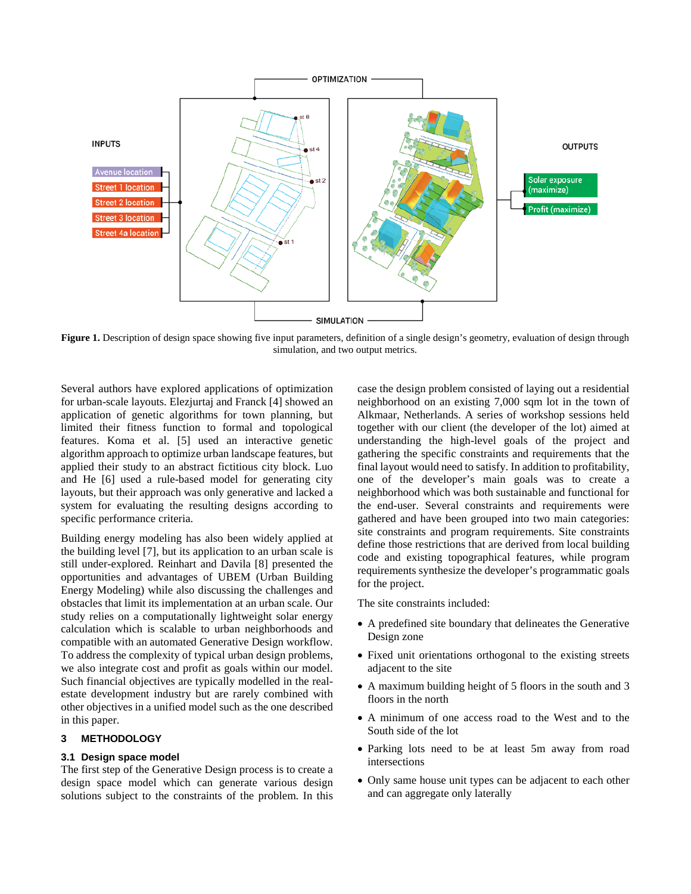**Figure 1.** Description of design space showing five input parameters, definition of a single design's geometry, evaluation of design through simulation, and two output metrics.

Several authors have explored applications of optimization for urban-scale layouts. Elezjurtaj and Franck [4] showed an application of genetic algorithms for town planning, but limited their fitness function to formal and topological features. Koma et al. [5] used an interactive genetic algorithm approach to optimize urban landscape features, but applied their study to an abstract fictitious city block. Luo and He [6] used a rule-based model for generating city layouts, but their approach was only generative and lacked a system for evaluating the resulting designs according to specific performance criteria.

Building energy modeling has also been widely applied at the building level [7], but its application to an urban scale is still under-explored. Reinhart and Davila [8] presented the opportunities and advantages of UBEM (Urban Building Energy Modeling) while also discussing the challenges and obstacles that limit its implementation at an urban scale. Our study relies on a computationally lightweight solar energy calculation which is scalable to urban neighborhoods and compatible with an automated Generative Design workflow. To address the complexity of typical urban design problems, we also integrate cost and profit as goals within our model. Such financial objectives are typically modelled in the real-estate development industry but are rarely combined with other objectives in a unified model such as the one described in this paper.

## 3 METHODOLOGY

### 3.1 Design space model

The first step of the Generative Design process is to create a design space model which can generate various design solutions subject to the constraints of the problem. In this case the design problem consisted of laying out a residential neighborhood on an existing 7,000 sqm lot in the town of Alkmaar, Netherlands. A series of workshop sessions held together with our client (the developer of the lot) aimed at understanding the high-level goals of the project and gathering the specific constraints and requirements that the final layout would need to satisfy. In addition to profitability, one of the developer's main goals was to create a neighborhood which was both sustainable and functional for the end-user. Several constraints and requirements were gathered and have been grouped into two main categories: site constraints and program requirements. Site constraints define those restrictions that are derived from local building code and existing topographical features, while program requirements synthesize the developer's programmatic goals for the project.

The site constraints included:

- A predefined site boundary that delineates the Generative Design zone
- Fixed unit orientations orthogonal to the existing streets adjacent to the site
- A maximum building height of 5 floors in the south and 3 floors in the north
- A minimum of one access road to the West and to the South side of the lot
- Parking lots need to be at least 5m away from road intersections
- Only same house unit types can be adjacent to each other and can aggregate only laterally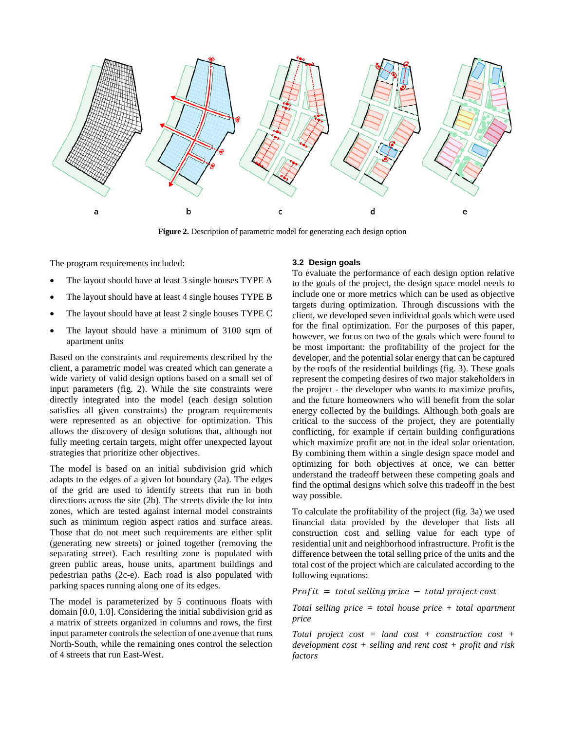**Figure 2.** Description of parametric model for generating each design option

The program requirements included:

- The layout should have at least 3 single houses TYPE A
- The layout should have at least 4 single houses TYPE B
- The layout should have at least 2 single houses TYPE C
- The layout should have a minimum of 3100 sqm of apartment units

Based on the constraints and requirements described by the client, a parametric model was created which can generate a wide variety of valid design options based on a small set of input parameters (fig. 2). While the site constraints were directly integrated into the model (each design solution satisfies all given constraints) the program requirements were represented as an objective for optimization. This allows the discovery of design solutions that, although not fully meeting certain targets, might offer unexpected layout strategies that prioritize other objectives.

The model is based on an initial subdivision grid which adapts to the edges of a given lot boundary (2a). The edges of the grid are used to identify streets that run in both directions across the site (2b). The streets divide the lot into zones, which are tested against internal model constraints such as minimum region aspect ratios and surface areas. Those that do not meet such requirements are either split (generating new streets) or joined together (removing the separating street). Each resulting zone is populated with green public areas, house units, apartment buildings and pedestrian paths (2c-e). Each road is also populated with parking spaces running along one of its edges.

The model is parameterized by 5 continuous floats with domain [0.0, 1.0]. Considering the initial subdivision grid as a matrix of streets organized in columns and rows, the first input parameter controls the selection of one avenue that runs North-South, while the remaining ones control the selection of 4 streets that run East-West.

### 3.2 Design goals

To evaluate the performance of each design option relative to the goals of the project, the design space model needs to include one or more metrics which can be used as objective targets during optimization. Through discussions with the client, we developed seven individual goals which were used for the final optimization. For the purposes of this paper, however, we focus on two of the goals which were found to be most important: the profitability of the project for the developer, and the potential solar energy that can be captured by the roofs of the residential buildings (fig. 3). These goals represent the competing desires of two major stakeholders in the project - the developer who wants to maximize profits, and the future homeowners who will benefit from the solar energy collected by the buildings. Although both goals are critical to the success of the project, they are potentially conflicting, for example if certain building configurations which maximize profit are not in the ideal solar orientation. By combining them within a single design space model and optimizing for both objectives at once, we can better understand the tradeoff between these competing goals and find the optimal designs which solve this tradeoff in the best way possible.

To calculate the profitability of the project (fig. 3a) we used financial data provided by the developer that lists all construction cost and selling value for each type of residential unit and neighborhood infrastructure. Profit is the difference between the total selling price of the units and the total cost of the project which are calculated according to the following equations:

$$Profit = total\ selling\ price - total\ project\ cost$$

*Total selling price = total house price + total apartment price*

*Total project cost = land cost + construction cost + development cost + selling and rent cost + profit and risk factors*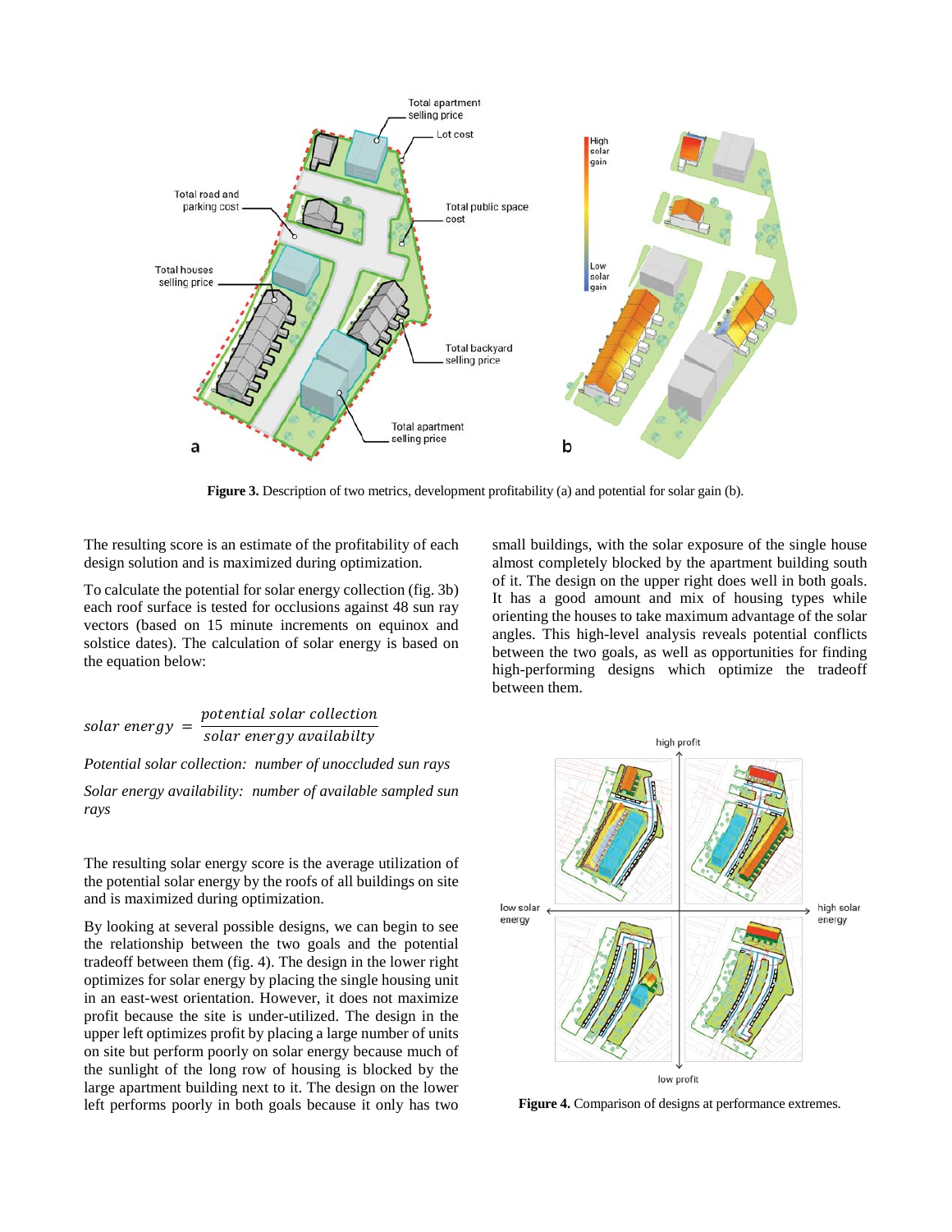**Figure 3.** Description of two metrics, development profitability (a) and potential for solar gain (b).

The resulting score is an estimate of the profitability of each design solution and is maximized during optimization.

To calculate the potential for solar energy collection (fig. 3b) each roof surface is tested for occlusions against 48 sun ray vectors (based on 15 minute increments on equinox and solstice dates). The calculation of solar energy is based on the equation below:

$$solar\ energy\ =\ \frac{potential\ solar\ collection}{solar\ energy\ availabilty}$$

*Potential solar collection: number of unoccluded sun rays*

*Solar energy availability: number of available sampled sun rays*

The resulting solar energy score is the average utilization of the potential solar energy by the roofs of all buildings on site and is maximized during optimization.

By looking at several possible designs, we can begin to see the relationship between the two goals and the potential tradeoff between them (fig. 4). The design in the lower right optimizes for solar energy by placing the single housing unit in an east-west orientation. However, it does not maximize profit because the site is under-utilized. The design in the upper left optimizes profit by placing a large number of units on site but perform poorly on solar energy because much of the sunlight of the long row of housing is blocked by the large apartment building next to it. The design on the lower left performs poorly in both goals because it only has two small buildings, with the solar exposure of the single house almost completely blocked by the apartment building south of it. The design on the upper right does well in both goals. It has a good amount and mix of housing types while orienting the houses to take maximum advantage of the solar angles. This high-level analysis reveals potential conflicts between the two goals, as well as opportunities for finding high-performing designs which optimize the tradeoff between them.

**Figure 4.** Comparison of designs at performance extremes.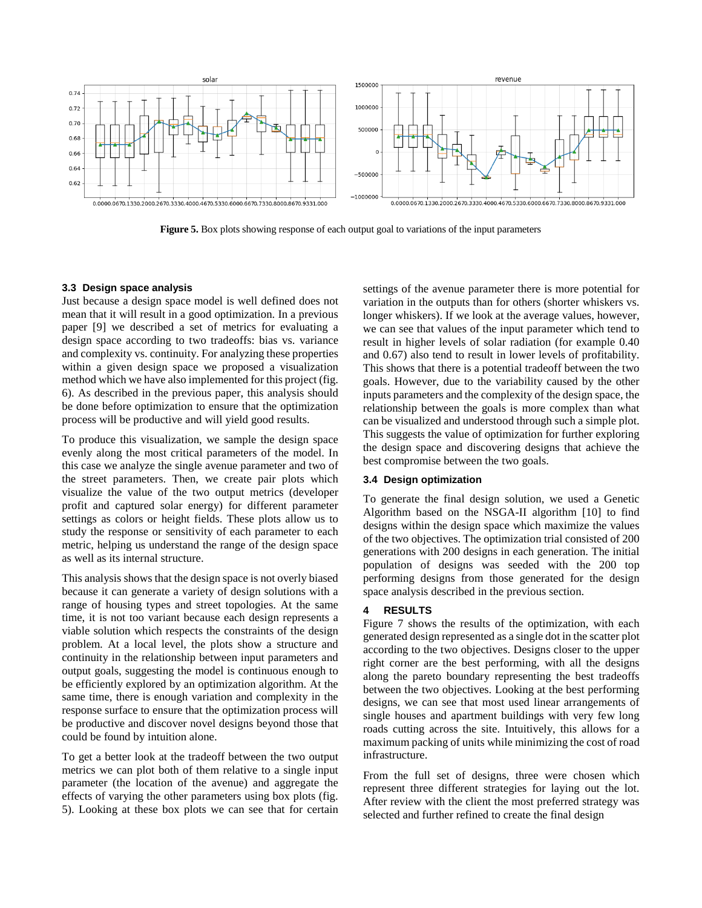**Figure 5.** Box plots showing response of each output goal to variations of the input parameters

### 3.3 Design space analysis

Just because a design space model is well defined does not mean that it will result in a good optimization. In a previous paper [9] we described a set of metrics for evaluating a design space according to two tradeoffs: bias vs. variance and complexity vs. continuity. For analyzing these properties within a given design space we proposed a visualization method which we have also implemented for this project (fig. 6). As described in the previous paper, this analysis should be done before optimization to ensure that the optimization process will be productive and will yield good results.

To produce this visualization, we sample the design space evenly along the most critical parameters of the model. In this case we analyze the single avenue parameter and two of the street parameters. Then, we create pair plots which visualize the value of the two output metrics (developer profit and captured solar energy) for different parameter settings as colors or height fields. These plots allow us to study the response or sensitivity of each parameter to each metric, helping us understand the range of the design space as well as its internal structure.

This analysis shows that the design space is not overly biased because it can generate a variety of design solutions with a range of housing types and street topologies. At the same time, it is not too variant because each design represents a viable solution which respects the constraints of the design problem. At a local level, the plots show a structure and continuity in the relationship between input parameters and output goals, suggesting the model is continuous enough to be efficiently explored by an optimization algorithm. At the same time, there is enough variation and complexity in the response surface to ensure that the optimization process will be productive and discover novel designs beyond those that could be found by intuition alone.

To get a better look at the tradeoff between the two output metrics we can plot both of them relative to a single input parameter (the location of the avenue) and aggregate the effects of varying the other parameters using box plots (fig. 5). Looking at these box plots we can see that for certain settings of the avenue parameter there is more potential for variation in the outputs than for others (shorter whiskers vs. longer whiskers). If we look at the average values, however, we can see that values of the input parameter which tend to result in higher levels of solar radiation (for example 0.40 and 0.67) also tend to result in lower levels of profitability. This shows that there is a potential tradeoff between the two goals. However, due to the variability caused by the other inputs parameters and the complexity of the design space, the relationship between the goals is more complex than what can be visualized and understood through such a simple plot. This suggests the value of optimization for further exploring the design space and discovering designs that achieve the best compromise between the two goals.

### 3.4 Design optimization

To generate the final design solution, we used a Genetic Algorithm based on the NSGA-II algorithm [10] to find designs within the design space which maximize the values of the two objectives. The optimization trial consisted of 200 generations with 200 designs in each generation. The initial population of designs was seeded with the 200 top performing designs from those generated for the design space analysis described in the previous section.

## 4 RESULTS

Figure 7 shows the results of the optimization, with each generated design represented as a single dot in the scatter plot according to the two objectives. Designs closer to the upper right corner are the best performing, with all the designs along the pareto boundary representing the best tradeoffs between the two objectives. Looking at the best performing designs, we can see that most used linear arrangements of single houses and apartment buildings with very few long roads cutting across the site. Intuitively, this allows for a maximum packing of units while minimizing the cost of road infrastructure.

From the full set of designs, three were chosen which represent three different strategies for laying out the lot. After review with the client the most preferred strategy was selected and further refined to create the final design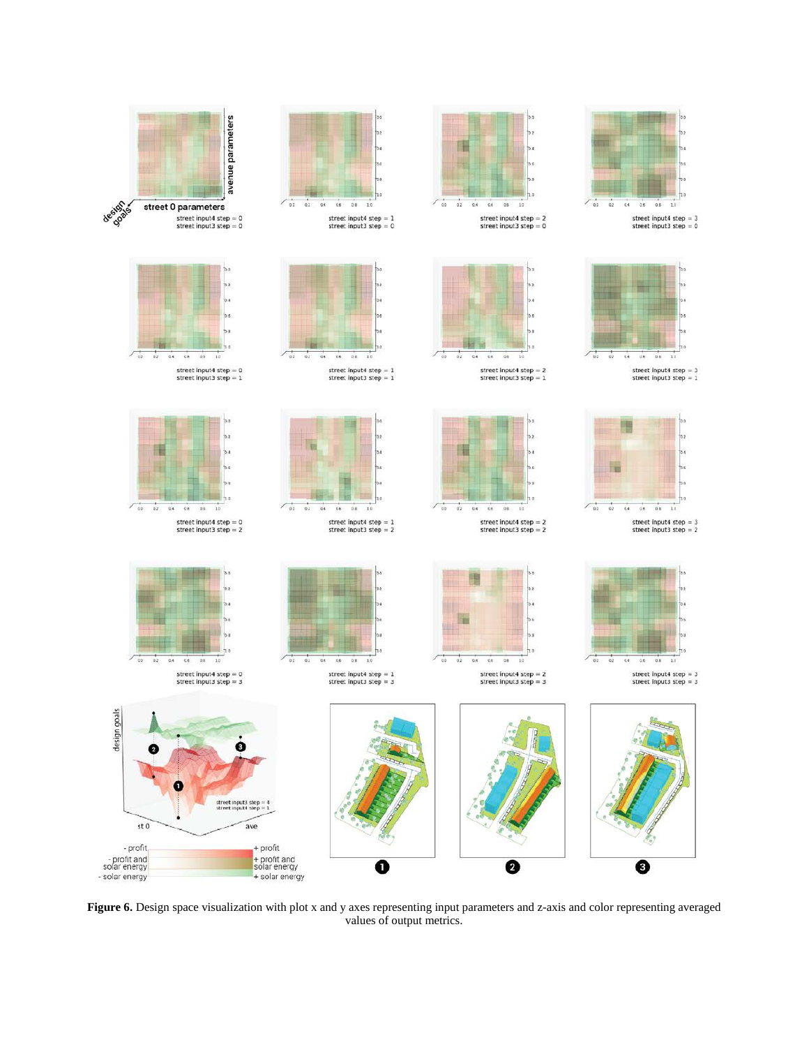**Figure 6.** Design space visualization with plot x and y axes representing input parameters and z-axis and color representing averaged values of output metrics.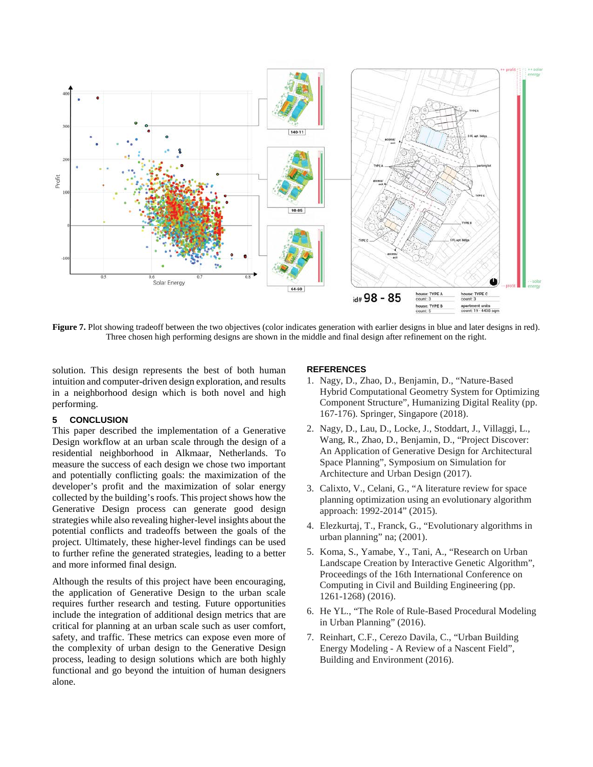**Figure 7.** Plot showing tradeoff between the two objectives (color indicates generation with earlier designs in blue and later designs in red). Three chosen high performing designs are shown in the middle and final design after refinement on the right.

solution. This design represents the best of both human intuition and computer-driven design exploration, and results in a neighborhood design which is both novel and high performing.

## 5 CONCLUSION

This paper described the implementation of a Generative Design workflow at an urban scale through the design of a residential neighborhood in Alkmaar, Netherlands. To measure the success of each design we chose two important and potentially conflicting goals: the maximization of the developer's profit and the maximization of solar energy collected by the building's roofs. This project shows how the Generative Design process can generate good design strategies while also revealing higher-level insights about the potential conflicts and tradeoffs between the goals of the project. Ultimately, these higher-level findings can be used to further refine the generated strategies, leading to a better and more informed final design.

Although the results of this project have been encouraging, the application of Generative Design to the urban scale requires further research and testing. Future opportunities include the integration of additional design metrics that are critical for planning at an urban scale such as user comfort, safety, and traffic. These metrics can expose even more of the complexity of urban design to the Generative Design process, leading to design solutions which are both highly functional and go beyond the intuition of human designers alone.

## REFERENCES

1. Nagy, D., Zhao, D., Benjamin, D., "Nature-Based Hybrid Computational Geometry System for Optimizing Component Structure", Humanizing Digital Reality (pp. 167-176). Springer, Singapore (2018).
2. Nagy, D., Lau, D., Locke, J., Stoddart, J., Villaggi, L., Wang, R., Zhao, D., Benjamin, D., "Project Discover: An Application of Generative Design for Architectural Space Planning", Symposium on Simulation for Architecture and Urban Design (2017).
3. Calixto, V., Celani, G., "A literature review for space planning optimization using an evolutionary algorithm approach: 1992-2014" (2015).
4. Elezkurtaj, T., Franck, G., "Evolutionary algorithms in urban planning" na; (2001).
5. Koma, S., Yamabe, Y., Tani, A., "Research on Urban Landscape Creation by Interactive Genetic Algorithm", Proceedings of the 16th International Conference on Computing in Civil and Building Engineering (pp. 1261-1268) (2016).
6. He YL., "The Role of Rule-Based Procedural Modeling in Urban Planning" (2016).
7. Reinhart, C.F., Cerezo Davila, C., "Urban Building Energy Modeling - A Review of a Nascent Field", Building and Environment (2016).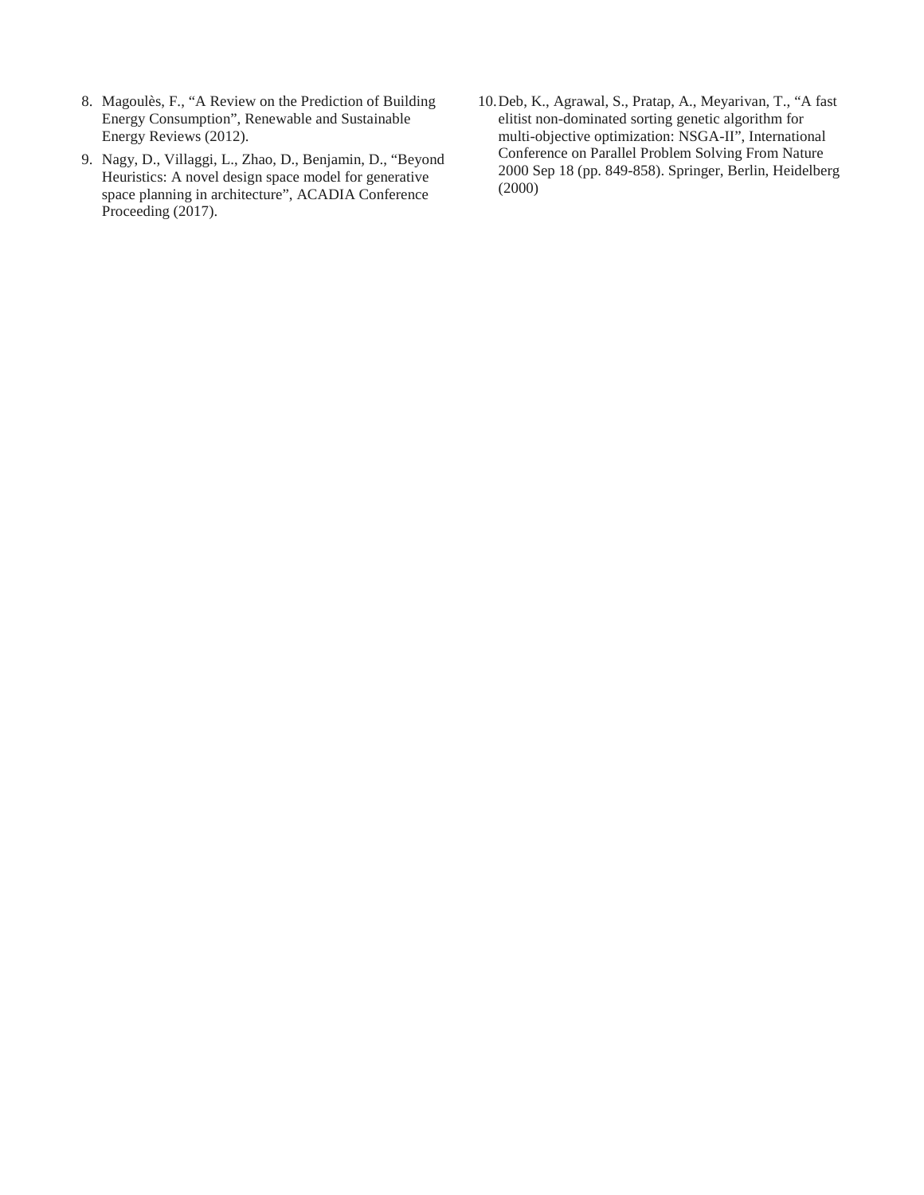8. Magoulès, F., "A Review on the Prediction of Building Energy Consumption", Renewable and Sustainable Energy Reviews (2012).

9. Nagy, D., Villaggi, L., Zhao, D., Benjamin, D., "Beyond Heuristics: A novel design space model for generative space planning in architecture", ACADIA Conference Proceeding (2017).

10. Deb, K., Agrawal, S., Pratap, A., Meyarivan, T., "A fast elitist non-dominated sorting genetic algorithm for multi-objective optimization: NSGA-II", International Conference on Parallel Problem Solving From Nature 2000 Sep 18 (pp. 849-858). Springer, Berlin, Heidelberg (2000)